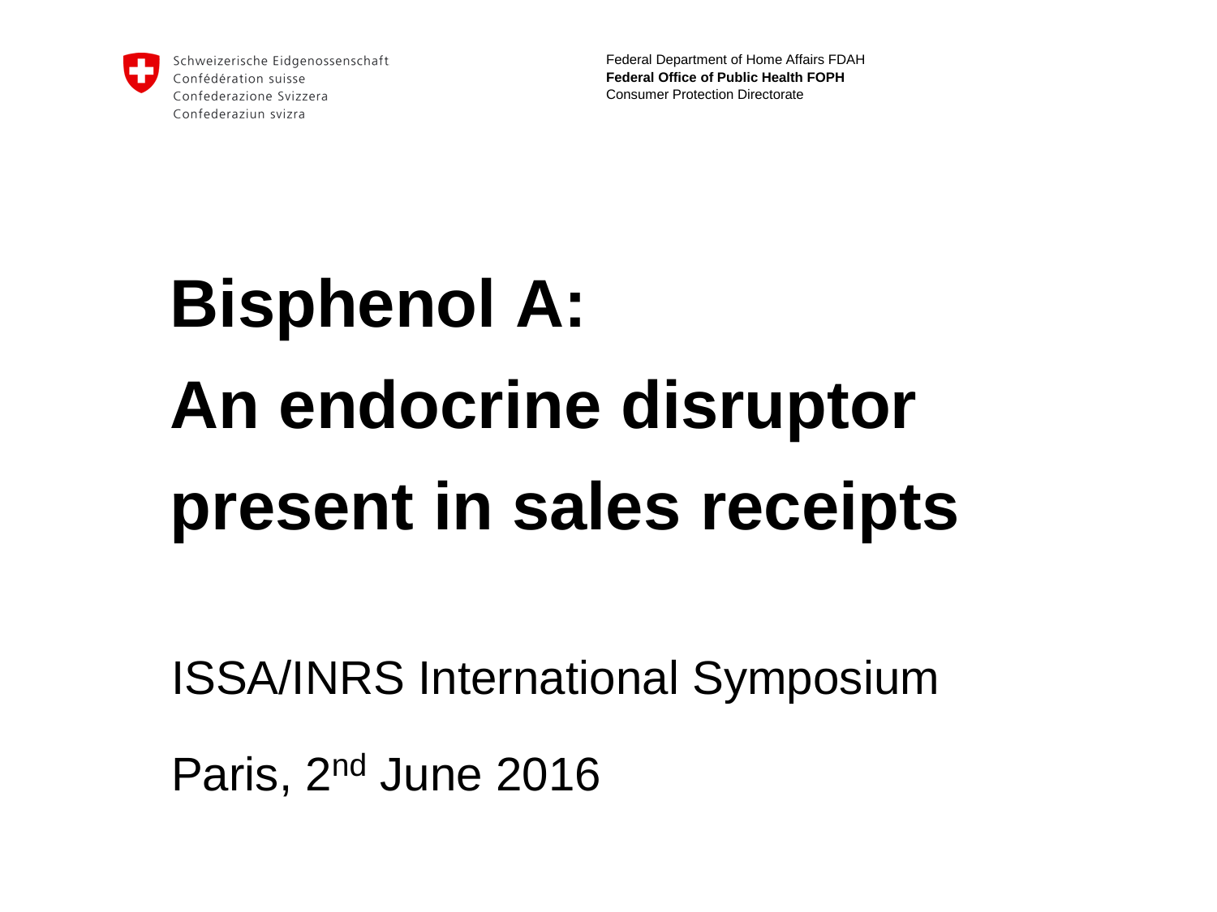Schweizerische Eidgenossenschaft
Confédération suisse
Confederazione Svizzera
Confederaziun svizra

Federal Department of Home Affairs FDAH
**Federal Office of Public Health FOPH**
Consumer Protection Directorate

# Bisphenol A: An endocrine disruptor present in sales receipts

ISSA/INRS International Symposium

Paris, 2nd June 2016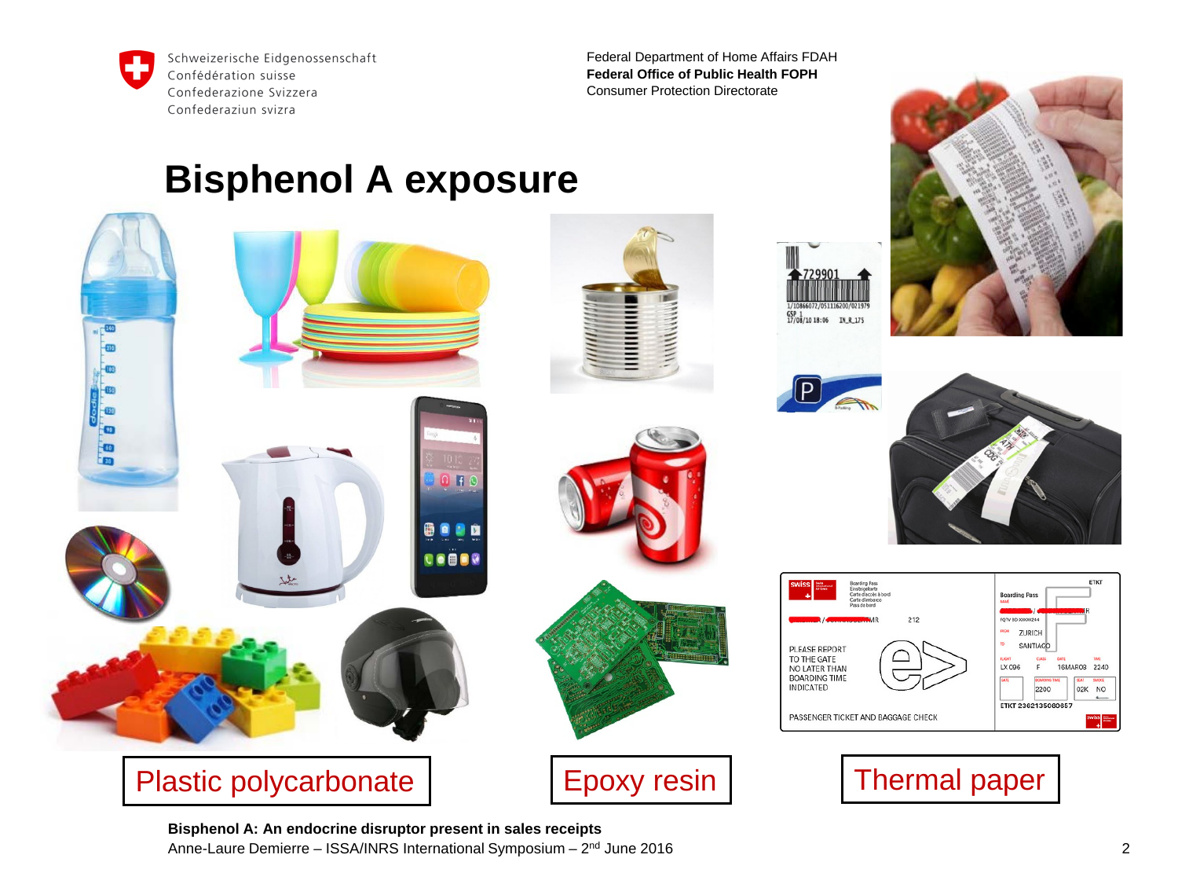# Bisphenol A exposure

Plastic polycarbonate

Epoxy resin

Thermal paper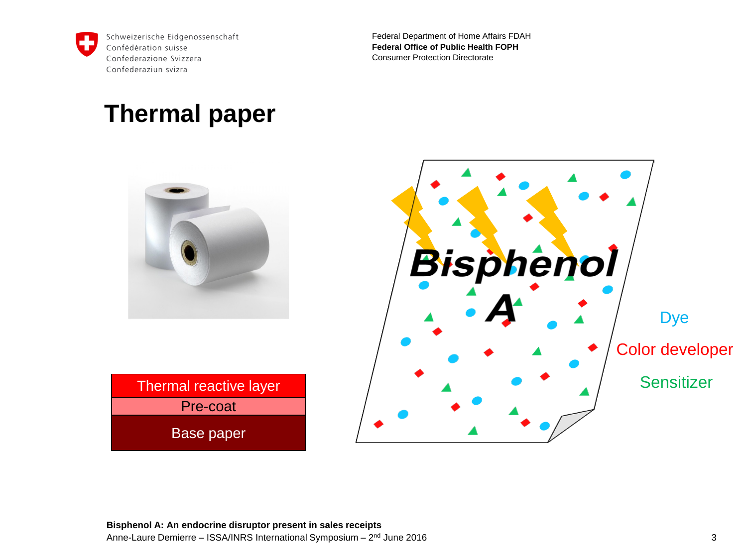# Thermal paper

| Thermal reactive layer |
|---|
| Pre-coat |
| Base paper |

**Bisphenol A**

Dye

Color developer

Sensitizer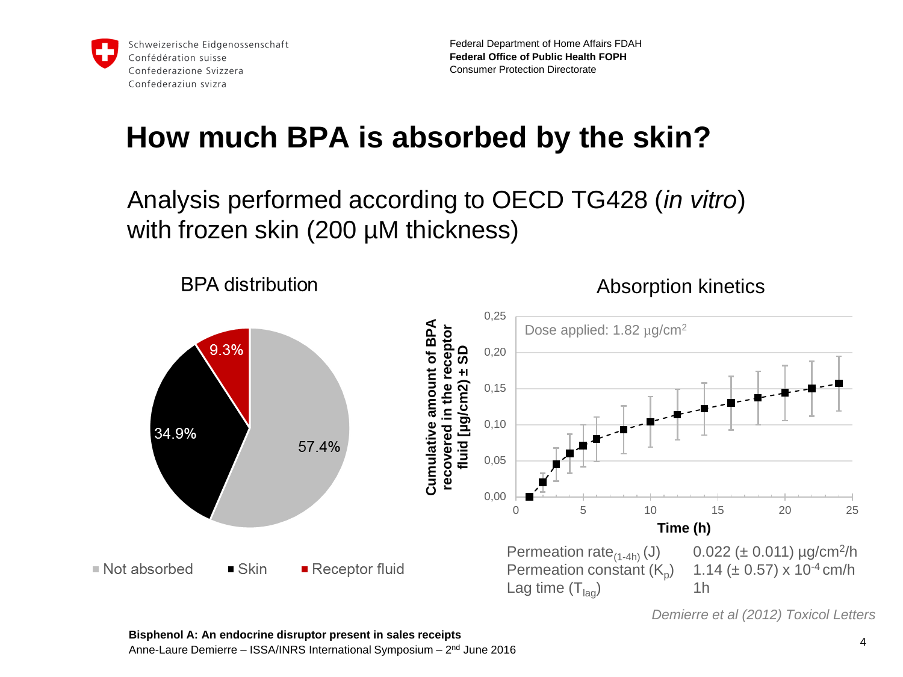# How much BPA is absorbed by the skin?

Analysis performed according to OECD TG428 (*in vitro*) with frozen skin (200 µM thickness)

## BPA distribution

- Not absorbed: 57.4%
- Skin: 34.9%
- Receptor fluid: 9.3%

## Absorption kinetics

Dose applied: 1.82 µg/cm²

| | |
|---|---|
| Permeation rate$_{(1\text{-}4h)}$ (J) | 0.022 (± 0.011) µg/cm²/h |
| Permeation constant ($K_p$) | 1.14 (± 0.57) x $10^{-4}$ cm/h |
| Lag time ($T_{lag}$) | 1h |

*Demierre et al (2012) Toxicol Letters*

**Bisphenol A: An endocrine disruptor present in sales receipts**
Anne-Laure Demierre – ISSA/INRS International Symposium – 2nd June 2016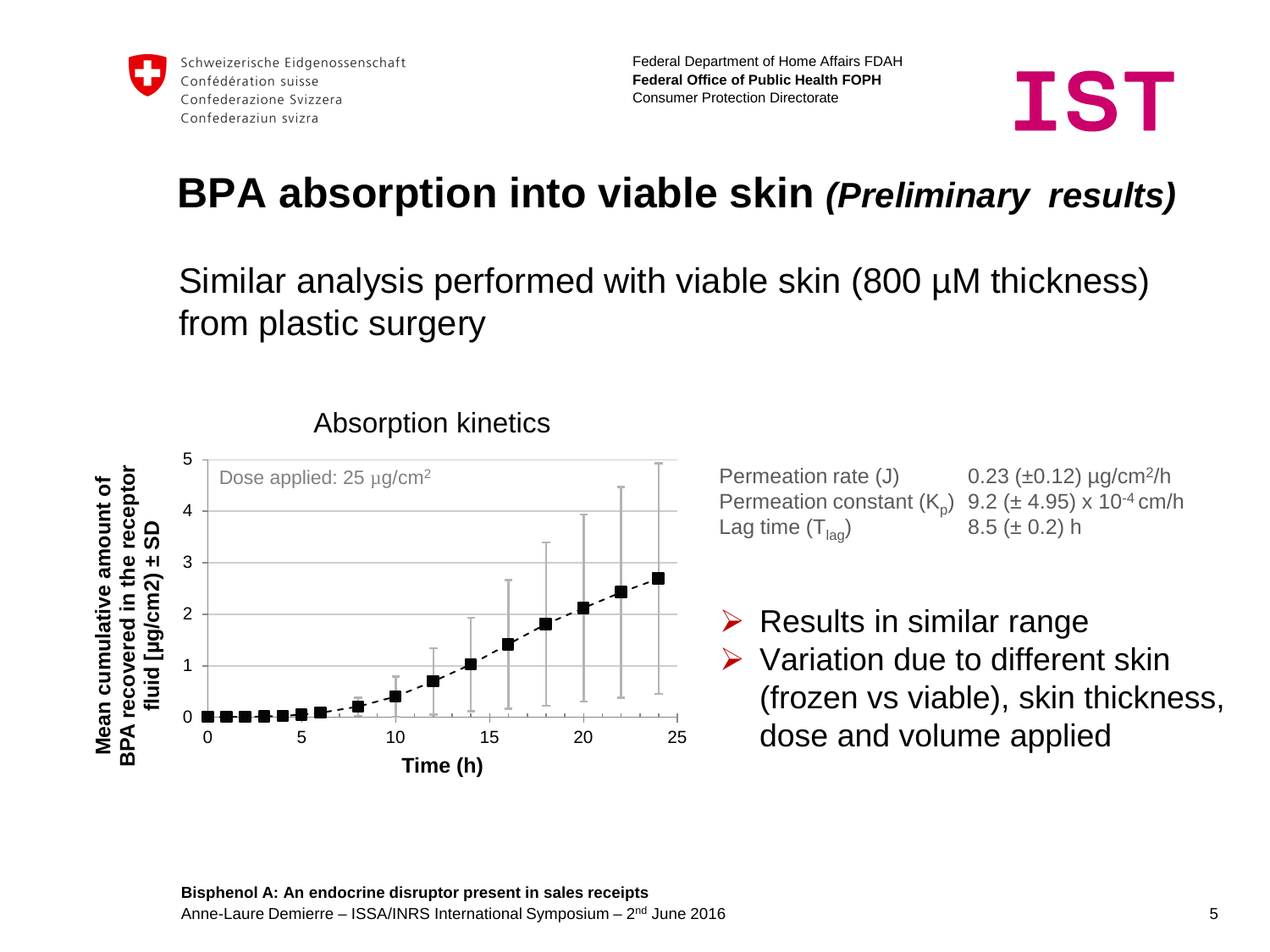# BPA absorption into viable skin *(Preliminary results)*

Similar analysis performed with viable skin (800 µM thickness) from plastic surgery

Absorption kinetics

Dose applied: 25 µg/cm$^2$

Mean cumulative amount of BPA recovered in the receptor fluid [µg/cm2) ± SD

Time (h)

| | |
|---|---|
| Permeation rate (J) | 0.23 (±0.12) µg/cm$^2$/h |
| Permeation constant ($K_p$) | 9.2 (± 4.95) x $10^{-4}$ cm/h |
| Lag time ($T_{lag}$) | 8.5 (± 0.2) h |

- Results in similar range
- Variation due to different skin (frozen vs viable), skin thickness, dose and volume applied

**Bisphenol A: An endocrine disruptor present in sales receipts**
Anne-Laure Demierre – ISSA/INRS International Symposium – 2nd June 2016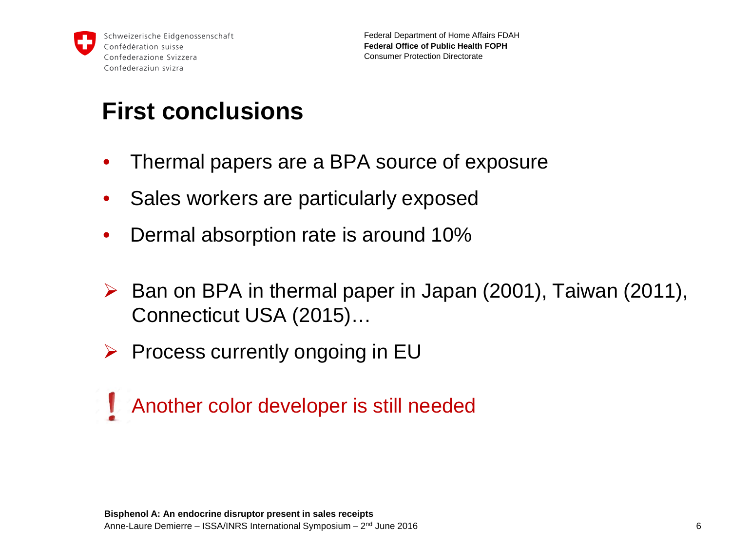# First conclusions

- Thermal papers are a BPA source of exposure
- Sales workers are particularly exposed
- Dermal absorption rate is around 10%

- ➢ Ban on BPA in thermal paper in Japan (2001), Taiwan (2011), Connecticut USA (2015)…
- ➢ Process currently ongoing in EU

! Another color developer is still needed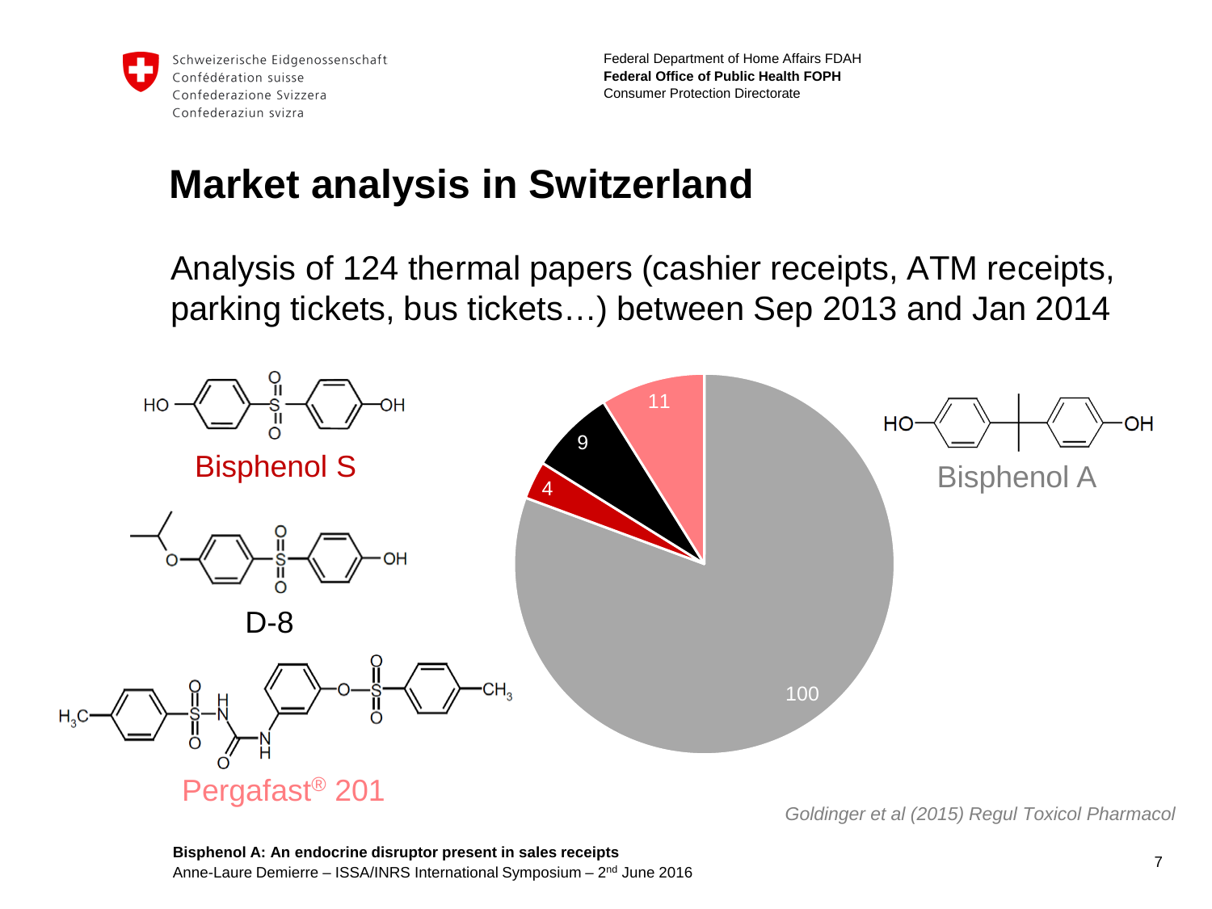# Market analysis in Switzerland

Analysis of 124 thermal papers (cashier receipts, ATM receipts, parking tickets, bus tickets…) between Sep 2013 and Jan 2014

Bisphenol S

D-8

Pergafast® 201

Bisphenol A

| Compound | Number of thermal papers |
| --- | --- |
| Bisphenol A | 100 |
| Pergafast® 201 | 11 |
| D-8 | 9 |
| Bisphenol S | 4 |

*Goldinger et al (2015) Regul Toxicol Pharmacol*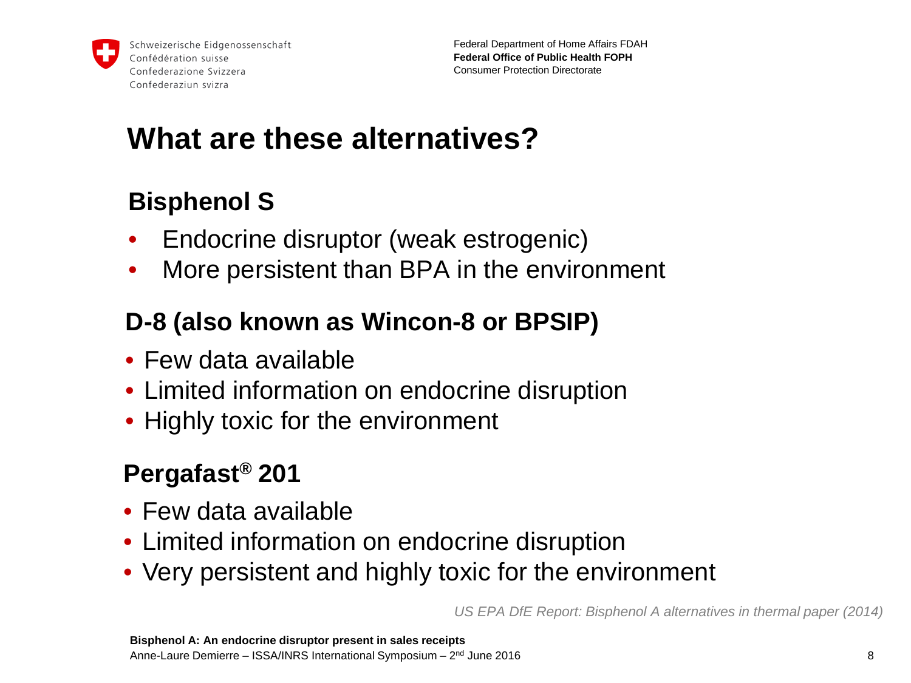# What are these alternatives?

## Bisphenol S

- Endocrine disruptor (weak estrogenic)
- More persistent than BPA in the environment

## D-8 (also known as Wincon-8 or BPSIP)

- Few data available
- Limited information on endocrine disruption
- Highly toxic for the environment

## Pergafast® 201

- Few data available
- Limited information on endocrine disruption
- Very persistent and highly toxic for the environment

*US EPA DfE Report: Bisphenol A alternatives in thermal paper (2014)*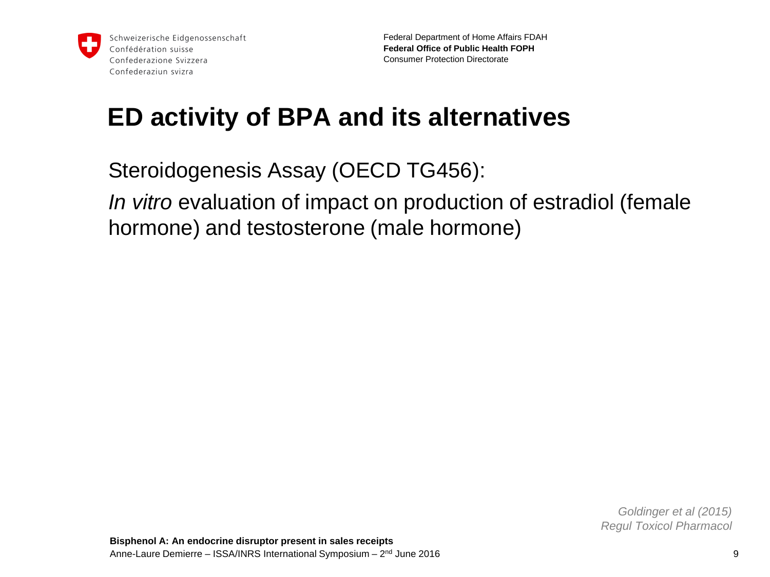# ED activity of BPA and its alternatives

Steroidogenesis Assay (OECD TG456):

*In vitro* evaluation of impact on production of estradiol (female hormone) and testosterone (male hormone)

*Goldinger et al (2015)*
*Regul Toxicol Pharmacol*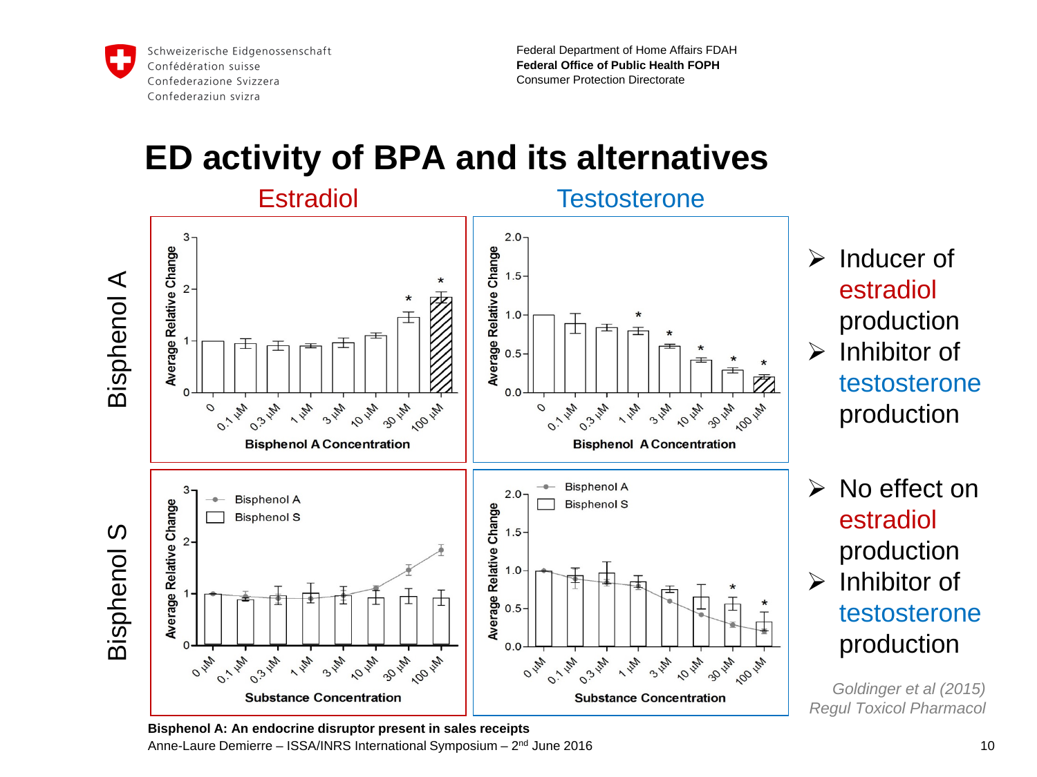# ED activity of BPA and its alternatives

**Estradiol** | **Testosterone**

**Bisphenol A**

- Inducer of estradiol production
- Inhibitor of testosterone production

**Bisphenol S**

- No effect on estradiol production
- Inhibitor of testosterone production

*Goldinger et al (2015) Regul Toxicol Pharmacol*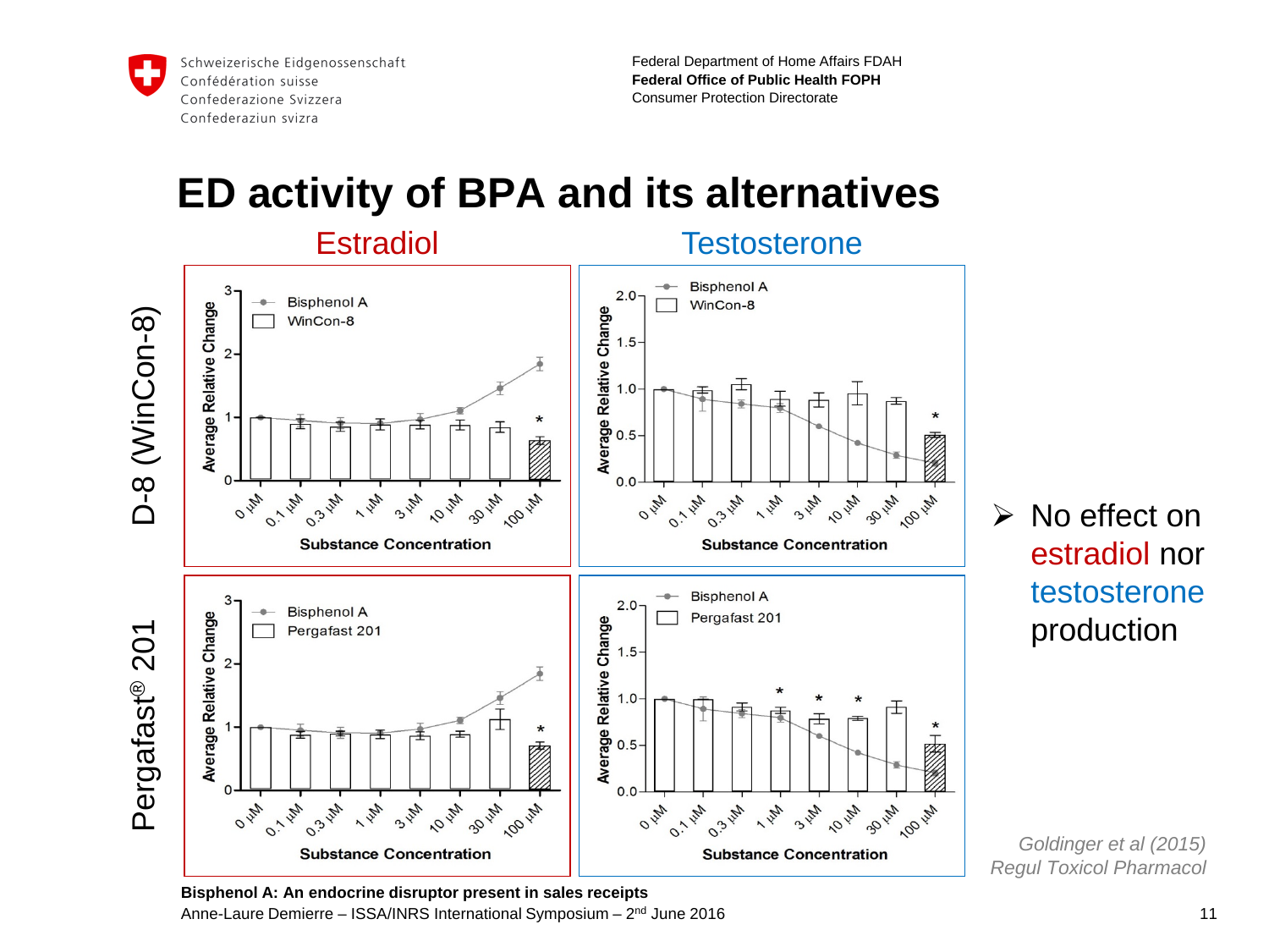# ED activity of BPA and its alternatives

Estradiol | Testosterone

D-8 (WinCon-8)

Pergafast® 201

- ➢ No effect on estradiol nor testosterone production

*Goldinger et al (2015) Regul Toxicol Pharmacol*

**Bisphenol A: An endocrine disruptor present in sales receipts**
Anne-Laure Demierre – ISSA/INRS International Symposium – 2nd June 2016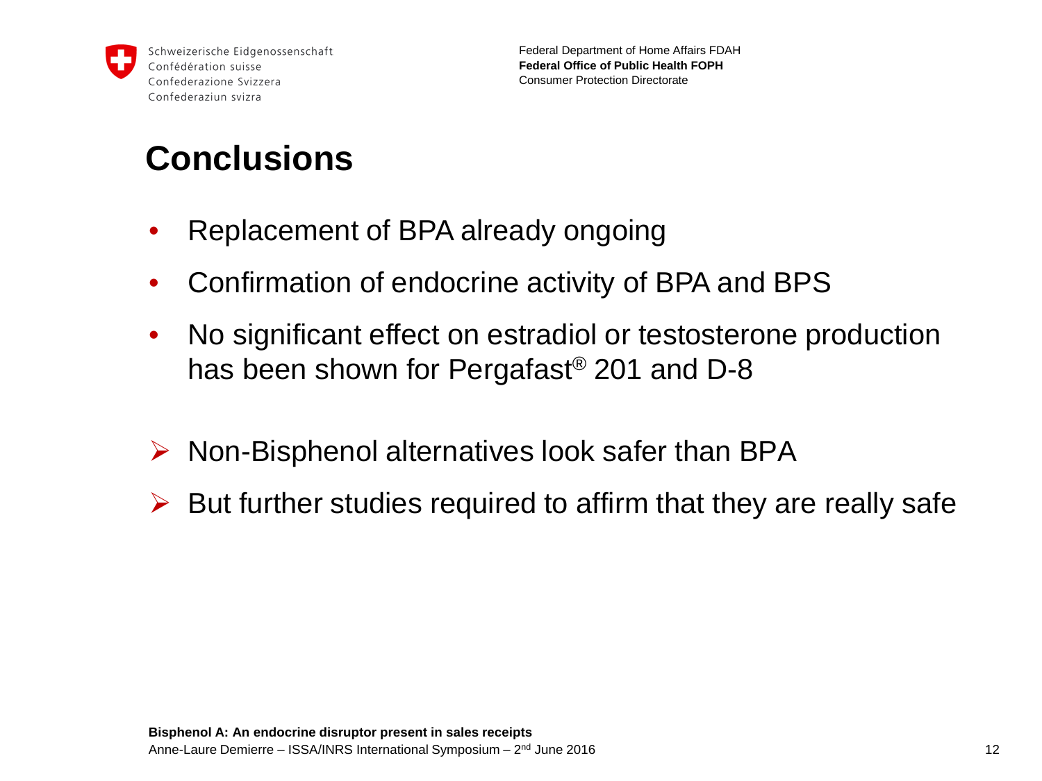# Conclusions

- Replacement of BPA already ongoing
- Confirmation of endocrine activity of BPA and BPS
- No significant effect on estradiol or testosterone production has been shown for Pergafast® 201 and D-8

➢ Non-Bisphenol alternatives look safer than BPA

➢ But further studies required to affirm that they are really safe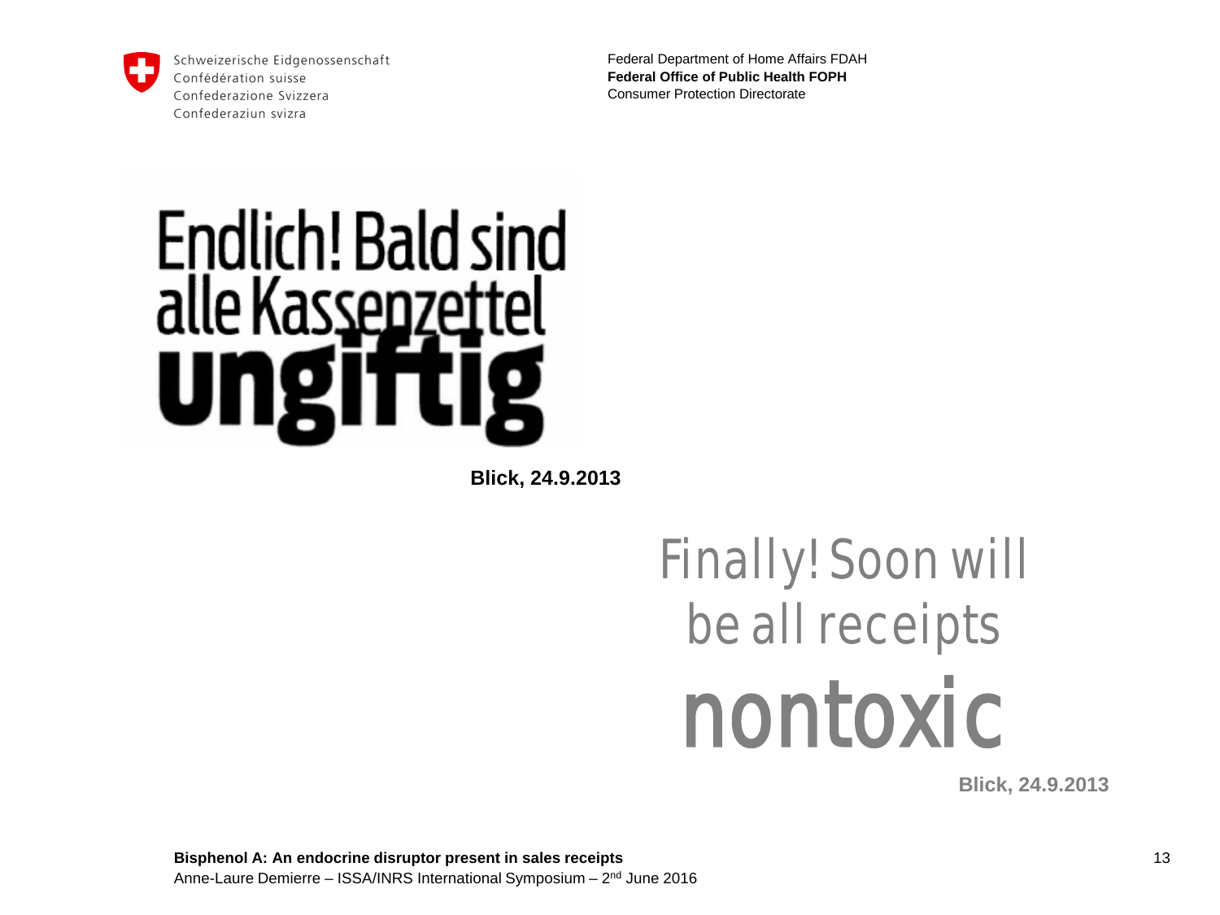Endlich! Bald sind alle Kassenzettel **ungiftig**

**Blick, 24.9.2013**

Finally! Soon will be all receipts **nontoxic**

**Blick, 24.9.2013**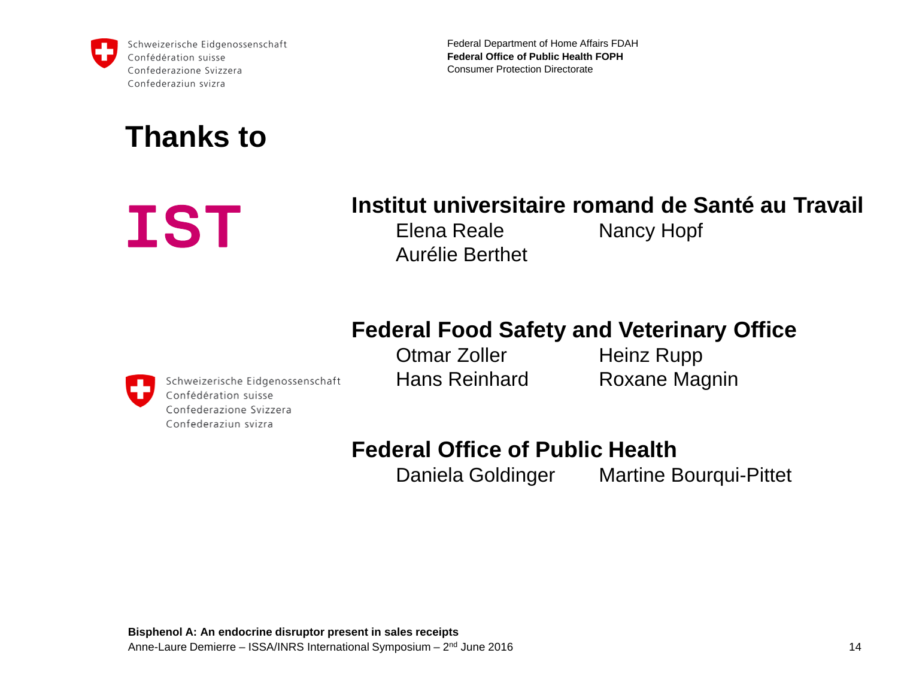# Thanks to

IST

## Institut universitaire romand de Santé au Travail

Elena Reale
Nancy Hopf
Aurélie Berthet

Schweizerische Eidgenossenschaft
Confédération suisse
Confederazione Svizzera
Confederaziun svizra

## Federal Food Safety and Veterinary Office

Otmar Zoller
Heinz Rupp
Hans Reinhard
Roxane Magnin

## Federal Office of Public Health

Daniela Goldinger
Martine Bourqui-Pittet